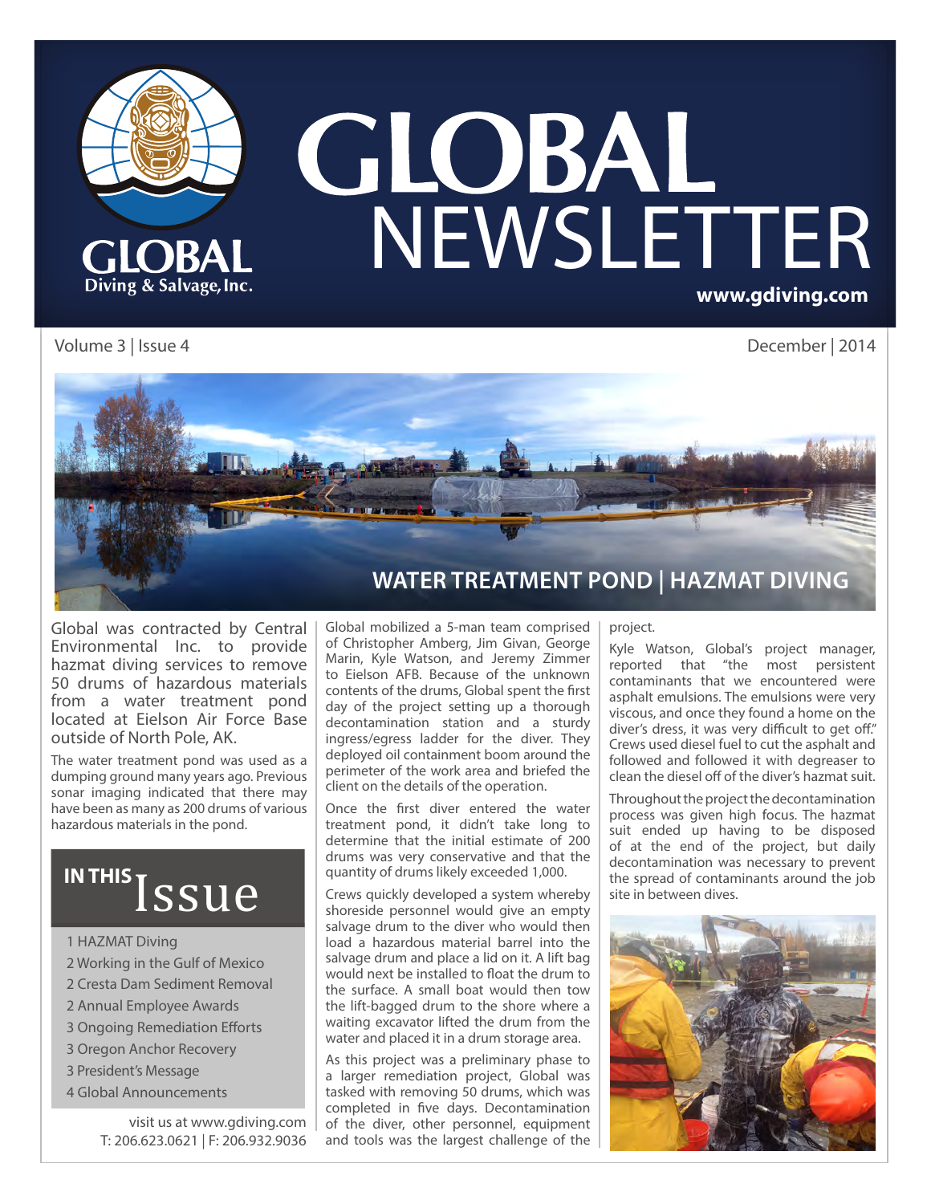# GLOBAL NEWSLETTER

GLOBAL Diving & Salvage, Inc.

www.gdiving.com

Volume 3 | Issue 4

December | 2014

## WATER TREATMENT POND | HAZMAT DIVING

Global was contracted by Central Environmental Inc. to provide hazmat diving services to remove 50 drums of hazardous materials from a water treatment pond located at Eielson Air Force Base outside of North Pole, AK.

The water treatment pond was used as a dumping ground many years ago. Previous sonar imaging indicated that there may have been as many as 200 drums of various hazardous materials in the pond.

Global mobilized a 5-man team comprised of Christopher Amberg, Jim Givan, George Marin, Kyle Watson, and Jeremy Zimmer to Eielson AFB. Because of the unknown contents of the drums, Global spent the first day of the project setting up a thorough decontamination station and a sturdy ingress/egress ladder for the diver. They deployed oil containment boom around the perimeter of the work area and briefed the client on the details of the operation.

Once the first diver entered the water treatment pond, it didn't take long to determine that the initial estimate of 200 drums was very conservative and that the quantity of drums likely exceeded 1,000.

Crews quickly developed a system whereby shoreside personnel would give an empty salvage drum to the diver who would then load a hazardous material barrel into the salvage drum and place a lid on it. A lift bag would next be installed to float the drum to the surface. A small boat would then tow the lift-bagged drum to the shore where a waiting excavator lifted the drum from the water and placed it in a drum storage area.

As this project was a preliminary phase to a larger remediation project, Global was tasked with removing 50 drums, which was completed in five days. Decontamination of the diver, other personnel, equipment and tools was the largest challenge of the project.

Kyle Watson, Global's project manager, reported that "the most persistent contaminants that we encountered were asphalt emulsions. The emulsions were very viscous, and once they found a home on the diver's dress, it was very difficult to get off." Crews used diesel fuel to cut the asphalt and followed and followed it with degreaser to clean the diesel off of the diver's hazmat suit.

Throughout the project the decontamination process was given high focus. The hazmat suit ended up having to be disposed of at the end of the project, but daily decontamination was necessary to prevent the spread of contaminants around the job site in between dives.

## IN THIS Issue

1 HAZMAT Diving
2 Working in the Gulf of Mexico
2 Cresta Dam Sediment Removal
2 Annual Employee Awards
3 Ongoing Remediation Efforts
3 Oregon Anchor Recovery
3 President's Message
4 Global Announcements

visit us at www.gdiving.com
T: 206.623.0621 | F: 206.932.9036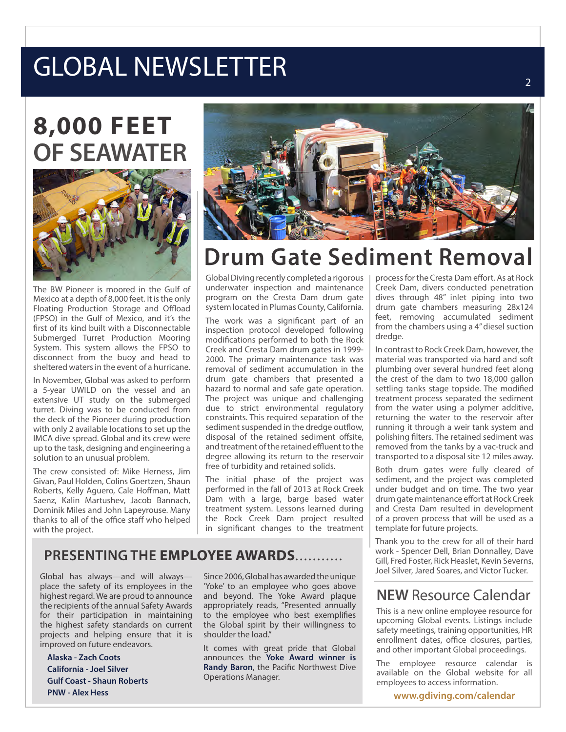# 8,000 FEET OF SEAWATER

The BW Pioneer is moored in the Gulf of Mexico at a depth of 8,000 feet. It is the only Floating Production Storage and Offload (FPSO) in the Gulf of Mexico, and it's the first of its kind built with a Disconnectable Submerged Turret Production Mooring System. This system allows the FPSO to disconnect from the buoy and head to sheltered waters in the event of a hurricane.

In November, Global was asked to perform a 5-year UWILD on the vessel and an extensive UT study on the submerged turret. Diving was to be conducted from the deck of the Pioneer during production with only 2 available locations to set up the IMCA dive spread. Global and its crew were up to the task, designing and engineering a solution to an unusual problem.

The crew consisted of: Mike Herness, Jim Givan, Paul Holden, Colins Goertzen, Shaun Roberts, Kelly Aguero, Cale Hoffman, Matt Saenz, Kalin Martushev, Jacob Bannach, Dominik Miles and John Lapeyrouse. Many thanks to all of the office staff who helped with the project.

# Drum Gate Sediment Removal

Global Diving recently completed a rigorous underwater inspection and maintenance program on the Cresta Dam drum gate system located in Plumas County, California.

The work was a significant part of an inspection protocol developed following modifications performed to both the Rock Creek and Cresta Dam drum gates in 1999-2000. The primary maintenance task was removal of sediment accumulation in the drum gate chambers that presented a hazard to normal and safe gate operation. The project was unique and challenging due to strict environmental regulatory constraints. This required separation of the sediment suspended in the dredge outflow, disposal of the retained sediment offsite, and treatment of the retained effluent to the degree allowing its return to the reservoir free of turbidity and retained solids.

The initial phase of the project was performed in the fall of 2013 at Rock Creek Dam with a large, barge based water treatment system. Lessons learned during the Rock Creek Dam project resulted in significant changes to the treatment process for the Cresta Dam effort. As at Rock Creek Dam, divers conducted penetration dives through 48" inlet piping into two drum gate chambers measuring 28x124 feet, removing accumulated sediment from the chambers using a 4" diesel suction dredge.

In contrast to Rock Creek Dam, however, the material was transported via hard and soft plumbing over several hundred feet along the crest of the dam to two 18,000 gallon settling tanks stage topside. The modified treatment process separated the sediment from the water using a polymer additive, returning the water to the reservoir after running it through a weir tank system and polishing filters. The retained sediment was removed from the tanks by a vac-truck and transported to a disposal site 12 miles away.

Both drum gates were fully cleared of sediment, and the project was completed under budget and on time. The two year drum gate maintenance effort at Rock Creek and Cresta Dam resulted in development of a proven process that will be used as a template for future projects.

Thank you to the crew for all of their hard work - Spencer Dell, Brian Donnalley, Dave Gill, Fred Foster, Rick Heaslet, Kevin Severns, Joel Silver, Jared Soares, and Victor Tucker.

## PRESENTING THE **EMPLOYEE AWARDS**..........

Global has always—and will always—place the safety of its employees in the highest regard. We are proud to announce the recipients of the annual Safety Awards for their participation in maintaining the highest safety standards on current projects and helping ensure that it is improved on future endeavors.

**Alaska - Zach Coots**
**California - Joel Silver**
**Gulf Coast - Shaun Roberts**
**PNW - Alex Hess**

Since 2006, Global has awarded the unique 'Yoke' to an employee who goes above and beyond. The Yoke Award plaque appropriately reads, "Presented annually to the employee who best exemplifies the Global spirit by their willingness to shoulder the load."

It comes with great pride that Global announces the **Yoke Award winner is Randy Baron**, the Pacific Northwest Dive Operations Manager.

## **NEW** Resource Calendar

This is a new online employee resource for upcoming Global events. Listings include safety meetings, training opportunities, HR enrollment dates, office closures, parties, and other important Global proceedings.

The employee resource calendar is available on the Global website for all employees to access information.

**www.gdiving.com/calendar**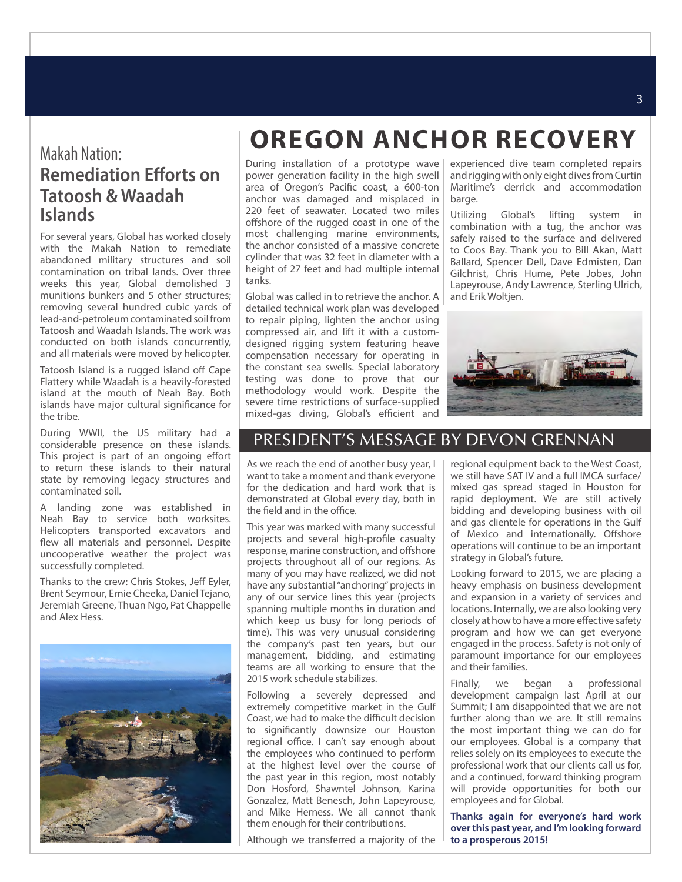## Makah Nation: Remediation Efforts on Tatoosh & Waadah Islands

For several years, Global has worked closely with the Makah Nation to remediate abandoned military structures and soil contamination on tribal lands. Over three weeks this year, Global demolished 3 munitions bunkers and 5 other structures; removing several hundred cubic yards of lead-and-petroleum contaminated soil from Tatoosh and Waadah Islands. The work was conducted on both islands concurrently, and all materials were moved by helicopter.

Tatoosh Island is a rugged island off Cape Flattery while Waadah is a heavily-forested island at the mouth of Neah Bay. Both islands have major cultural significance for the tribe.

During WWII, the US military had a considerable presence on these islands. This project is part of an ongoing effort to return these islands to their natural state by removing legacy structures and contaminated soil.

A landing zone was established in Neah Bay to service both worksites. Helicopters transported excavators and flew all materials and personnel. Despite uncooperative weather the project was successfully completed.

Thanks to the crew: Chris Stokes, Jeff Eyler, Brent Seymour, Ernie Cheeka, Daniel Tejano, Jeremiah Greene, Thuan Ngo, Pat Chappelle and Alex Hess.

# OREGON ANCHOR RECOVERY

During installation of a prototype wave power generation facility in the high swell area of Oregon's Pacific coast, a 600-ton anchor was damaged and misplaced in 220 feet of seawater. Located two miles offshore of the rugged coast in one of the most challenging marine environments, the anchor consisted of a massive concrete cylinder that was 32 feet in diameter with a height of 27 feet and had multiple internal tanks.

Global was called in to retrieve the anchor. A detailed technical work plan was developed to repair piping, lighten the anchor using compressed air, and lift it with a custom-designed rigging system featuring heave compensation necessary for operating in the constant sea swells. Special laboratory testing was done to prove that our methodology would work. Despite the severe time restrictions of surface-supplied mixed-gas diving, Global's efficient and experienced dive team completed repairs and rigging with only eight dives from Curtin Maritime's derrick and accommodation barge.

Utilizing Global's lifting system in combination with a tug, the anchor was safely raised to the surface and delivered to Coos Bay. Thank you to Bill Akan, Matt Ballard, Spencer Dell, Dave Edmisten, Dan Gilchrist, Chris Hume, Pete Jobes, John Lapeyrouse, Andy Lawrence, Sterling Ulrich, and Erik Woltjen.

## PRESIDENT'S MESSAGE BY DEVON GRENNAN

As we reach the end of another busy year, I want to take a moment and thank everyone for the dedication and hard work that is demonstrated at Global every day, both in the field and in the office.

This year was marked with many successful projects and several high-profile casualty response, marine construction, and offshore projects throughout all of our regions. As many of you may have realized, we did not have any substantial "anchoring" projects in any of our service lines this year (projects spanning multiple months in duration and which keep us busy for long periods of time). This was very unusual considering the company's past ten years, but our management, bidding, and estimating teams are all working to ensure that the 2015 work schedule stabilizes.

Following a severely depressed and extremely competitive market in the Gulf Coast, we had to make the difficult decision to significantly downsize our Houston regional office. I can't say enough about the employees who continued to perform at the highest level over the course of the past year in this region, most notably Don Hosford, Shawntel Johnson, Karina Gonzalez, Matt Benesch, John Lapeyrouse, and Mike Herness. We all cannot thank them enough for their contributions.

Although we transferred a majority of the regional equipment back to the West Coast, we still have SAT IV and a full IMCA surface/mixed gas spread staged in Houston for rapid deployment. We are still actively bidding and developing business with oil and gas clientele for operations in the Gulf of Mexico and internationally. Offshore operations will continue to be an important strategy in Global's future.

Looking forward to 2015, we are placing a heavy emphasis on business development and expansion in a variety of services and locations. Internally, we are also looking very closely at how to have a more effective safety program and how we can get everyone engaged in the process. Safety is not only of paramount importance for our employees and their families.

Finally, we began a professional development campaign last April at our Summit; I am disappointed that we are not further along than we are. It still remains the most important thing we can do for our employees. Global is a company that relies solely on its employees to execute the professional work that our clients call us for, and a continued, forward thinking program will provide opportunities for both our employees and for Global.

**Thanks again for everyone's hard work over this past year, and I'm looking forward to a prosperous 2015!**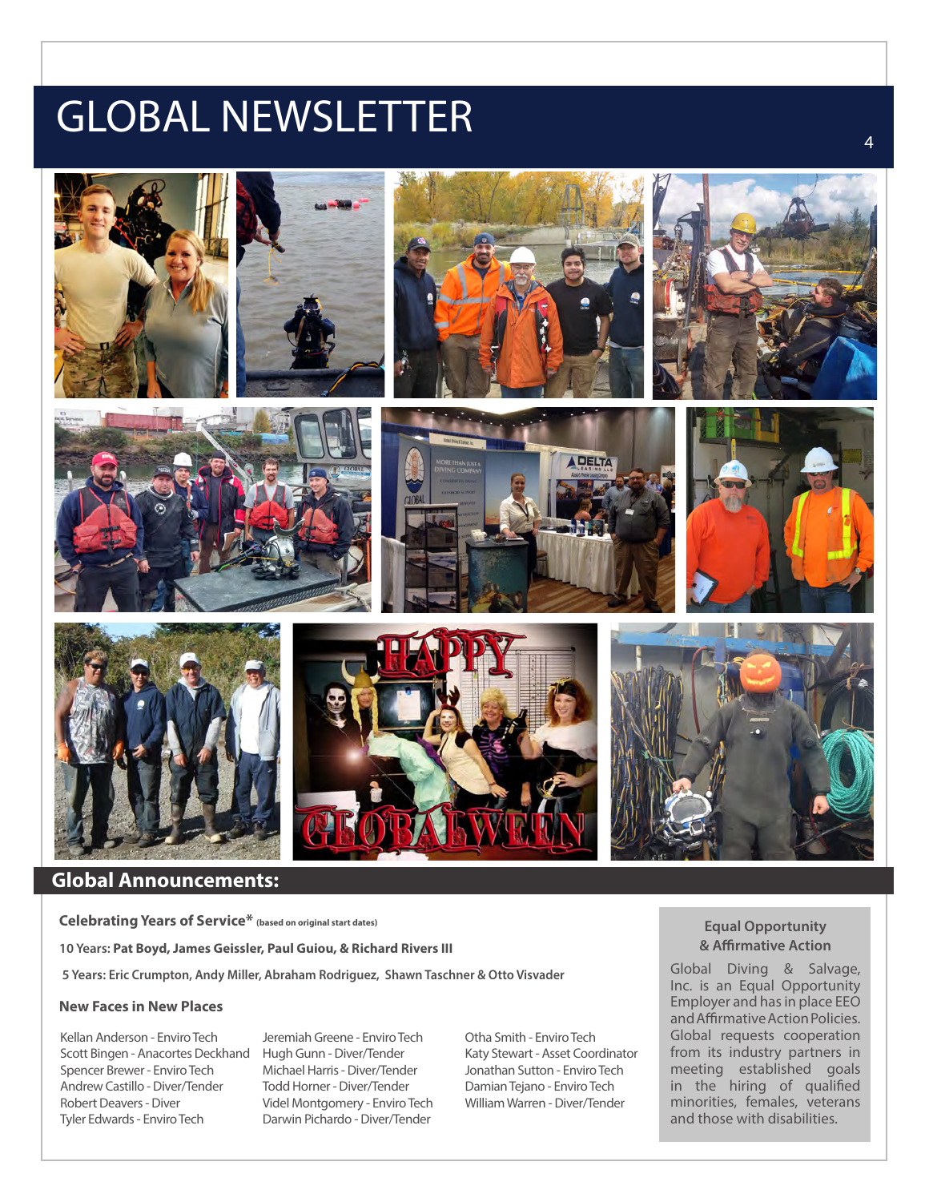# GLOBAL NEWSLETTER

## Global Announcements:

**Celebrating Years of Service*** **(based on original start dates)**

10 Years: **Pat Boyd, James Geissler, Paul Guiou, & Richard Rivers III**

5 Years: **Eric Crumpton, Andy Miller, Abraham Rodriguez, Shawn Taschner & Otto Visvader**

### New Faces in New Places

Kellan Anderson - Enviro Tech
Scott Bingen - Anacortes Deckhand
Spencer Brewer - Enviro Tech
Andrew Castillo - Diver/Tender
Robert Deavers - Diver
Tyler Edwards - Enviro Tech
Jeremiah Greene - Enviro Tech
Hugh Gunn - Diver/Tender
Michael Harris - Diver/Tender
Todd Horner - Diver/Tender
Videl Montgomery - Enviro Tech
Darwin Pichardo - Diver/Tender
Otha Smith - Enviro Tech
Katy Stewart - Asset Coordinator
Jonathan Sutton - Enviro Tech
Damian Tejano - Enviro Tech
William Warren - Diver/Tender

### Equal Opportunity & Affirmative Action

Global Diving & Salvage, Inc. is an Equal Opportunity Employer and has in place EEO and Affirmative Action Policies. Global requests cooperation from its industry partners in meeting established goals in the hiring of qualified minorities, females, veterans and those with disabilities.